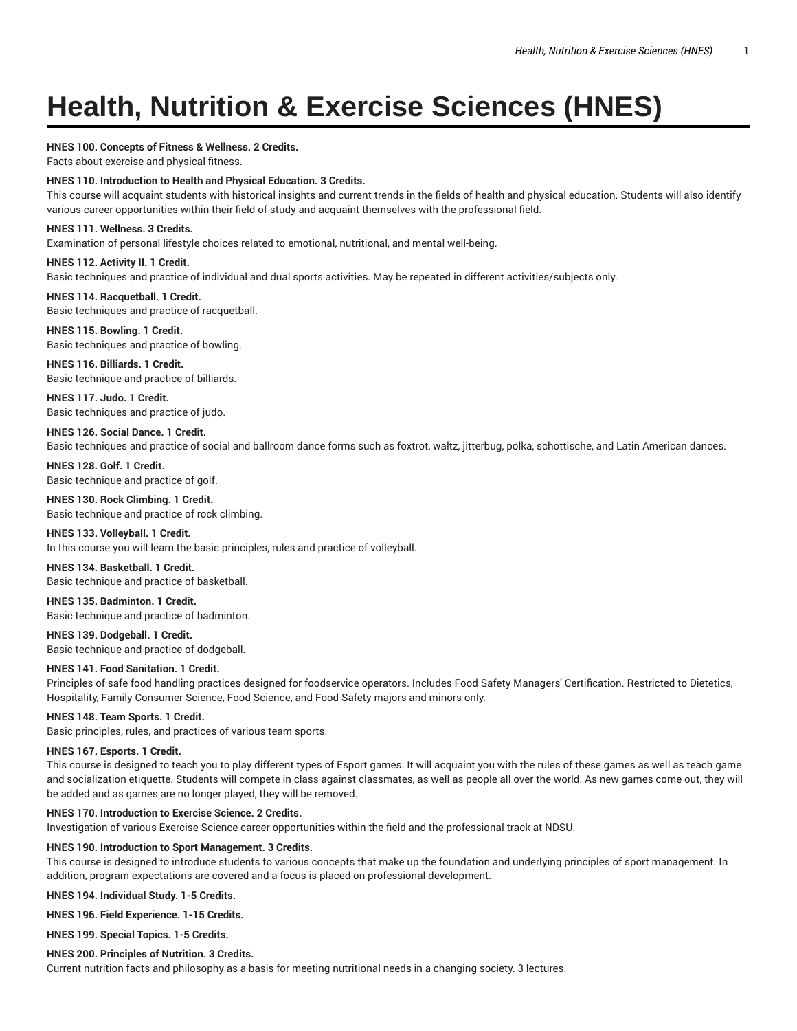# Health, Nutrition & Exercise Sciences (HNES)

**HNES 100. Concepts of Fitness & Wellness. 2 Credits.**
Facts about exercise and physical fitness.

**HNES 110. Introduction to Health and Physical Education. 3 Credits.**
This course will acquaint students with historical insights and current trends in the fields of health and physical education. Students will also identify various career opportunities within their field of study and acquaint themselves with the professional field.

**HNES 111. Wellness. 3 Credits.**
Examination of personal lifestyle choices related to emotional, nutritional, and mental well-being.

**HNES 112. Activity II. 1 Credit.**
Basic techniques and practice of individual and dual sports activities. May be repeated in different activities/subjects only.

**HNES 114. Racquetball. 1 Credit.**
Basic techniques and practice of racquetball.

**HNES 115. Bowling. 1 Credit.**
Basic techniques and practice of bowling.

**HNES 116. Billiards. 1 Credit.**
Basic technique and practice of billiards.

**HNES 117. Judo. 1 Credit.**
Basic techniques and practice of judo.

**HNES 126. Social Dance. 1 Credit.**
Basic techniques and practice of social and ballroom dance forms such as foxtrot, waltz, jitterbug, polka, schottische, and Latin American dances.

**HNES 128. Golf. 1 Credit.**
Basic technique and practice of golf.

**HNES 130. Rock Climbing. 1 Credit.**
Basic technique and practice of rock climbing.

**HNES 133. Volleyball. 1 Credit.**
In this course you will learn the basic principles, rules and practice of volleyball.

**HNES 134. Basketball. 1 Credit.**
Basic technique and practice of basketball.

**HNES 135. Badminton. 1 Credit.**
Basic technique and practice of badminton.

**HNES 139. Dodgeball. 1 Credit.**
Basic technique and practice of dodgeball.

**HNES 141. Food Sanitation. 1 Credit.**
Principles of safe food handling practices designed for foodservice operators. Includes Food Safety Managers' Certification. Restricted to Dietetics, Hospitality, Family Consumer Science, Food Science, and Food Safety majors and minors only.

**HNES 148. Team Sports. 1 Credit.**
Basic principles, rules, and practices of various team sports.

**HNES 167. Esports. 1 Credit.**
This course is designed to teach you to play different types of Esport games. It will acquaint you with the rules of these games as well as teach game and socialization etiquette. Students will compete in class against classmates, as well as people all over the world. As new games come out, they will be added and as games are no longer played, they will be removed.

**HNES 170. Introduction to Exercise Science. 2 Credits.**
Investigation of various Exercise Science career opportunities within the field and the professional track at NDSU.

**HNES 190. Introduction to Sport Management. 3 Credits.**
This course is designed to introduce students to various concepts that make up the foundation and underlying principles of sport management. In addition, program expectations are covered and a focus is placed on professional development.

**HNES 194. Individual Study. 1-5 Credits.**

**HNES 196. Field Experience. 1-15 Credits.**

**HNES 199. Special Topics. 1-5 Credits.**

**HNES 200. Principles of Nutrition. 3 Credits.**
Current nutrition facts and philosophy as a basis for meeting nutritional needs in a changing society. 3 lectures.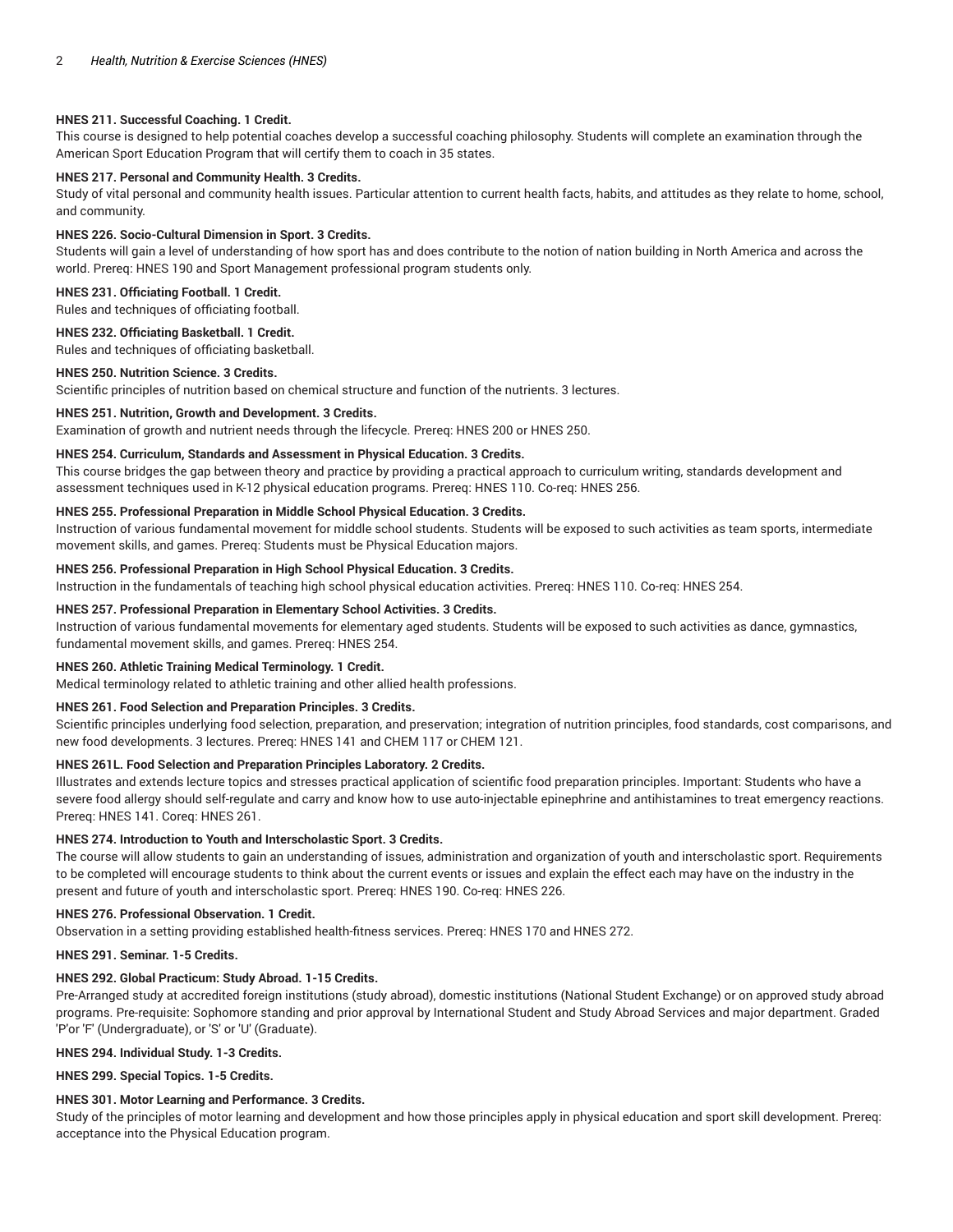**HNES 211. Successful Coaching. 1 Credit.**

This course is designed to help potential coaches develop a successful coaching philosophy. Students will complete an examination through the American Sport Education Program that will certify them to coach in 35 states.

**HNES 217. Personal and Community Health. 3 Credits.**

Study of vital personal and community health issues. Particular attention to current health facts, habits, and attitudes as they relate to home, school, and community.

**HNES 226. Socio-Cultural Dimension in Sport. 3 Credits.**

Students will gain a level of understanding of how sport has and does contribute to the notion of nation building in North America and across the world. Prereq: HNES 190 and Sport Management professional program students only.

**HNES 231. Officiating Football. 1 Credit.**

Rules and techniques of officiating football.

**HNES 232. Officiating Basketball. 1 Credit.**

Rules and techniques of officiating basketball.

**HNES 250. Nutrition Science. 3 Credits.**

Scientific principles of nutrition based on chemical structure and function of the nutrients. 3 lectures.

**HNES 251. Nutrition, Growth and Development. 3 Credits.**

Examination of growth and nutrient needs through the lifecycle. Prereq: HNES 200 or HNES 250.

**HNES 254. Curriculum, Standards and Assessment in Physical Education. 3 Credits.**

This course bridges the gap between theory and practice by providing a practical approach to curriculum writing, standards development and assessment techniques used in K-12 physical education programs. Prereq: HNES 110. Co-req: HNES 256.

**HNES 255. Professional Preparation in Middle School Physical Education. 3 Credits.**

Instruction of various fundamental movement for middle school students. Students will be exposed to such activities as team sports, intermediate movement skills, and games. Prereq: Students must be Physical Education majors.

**HNES 256. Professional Preparation in High School Physical Education. 3 Credits.**

Instruction in the fundamentals of teaching high school physical education activities. Prereq: HNES 110. Co-req: HNES 254.

**HNES 257. Professional Preparation in Elementary School Activities. 3 Credits.**

Instruction of various fundamental movements for elementary aged students. Students will be exposed to such activities as dance, gymnastics, fundamental movement skills, and games. Prereq: HNES 254.

**HNES 260. Athletic Training Medical Terminology. 1 Credit.**

Medical terminology related to athletic training and other allied health professions.

**HNES 261. Food Selection and Preparation Principles. 3 Credits.**

Scientific principles underlying food selection, preparation, and preservation; integration of nutrition principles, food standards, cost comparisons, and new food developments. 3 lectures. Prereq: HNES 141 and CHEM 117 or CHEM 121.

**HNES 261L. Food Selection and Preparation Principles Laboratory. 2 Credits.**

Illustrates and extends lecture topics and stresses practical application of scientific food preparation principles. Important: Students who have a severe food allergy should self-regulate and carry and know how to use auto-injectable epinephrine and antihistamines to treat emergency reactions. Prereq: HNES 141. Coreq: HNES 261.

**HNES 274. Introduction to Youth and Interscholastic Sport. 3 Credits.**

The course will allow students to gain an understanding of issues, administration and organization of youth and interscholastic sport. Requirements to be completed will encourage students to think about the current events or issues and explain the effect each may have on the industry in the present and future of youth and interscholastic sport. Prereq: HNES 190. Co-req: HNES 226.

**HNES 276. Professional Observation. 1 Credit.**

Observation in a setting providing established health-fitness services. Prereq: HNES 170 and HNES 272.

**HNES 291. Seminar. 1-5 Credits.**

**HNES 292. Global Practicum: Study Abroad. 1-15 Credits.**

Pre-Arranged study at accredited foreign institutions (study abroad), domestic institutions (National Student Exchange) or on approved study abroad programs. Pre-requisite: Sophomore standing and prior approval by International Student and Study Abroad Services and major department. Graded 'P'or 'F' (Undergraduate), or 'S' or 'U' (Graduate).

**HNES 294. Individual Study. 1-3 Credits.**

**HNES 299. Special Topics. 1-5 Credits.**

**HNES 301. Motor Learning and Performance. 3 Credits.**

Study of the principles of motor learning and development and how those principles apply in physical education and sport skill development. Prereq: acceptance into the Physical Education program.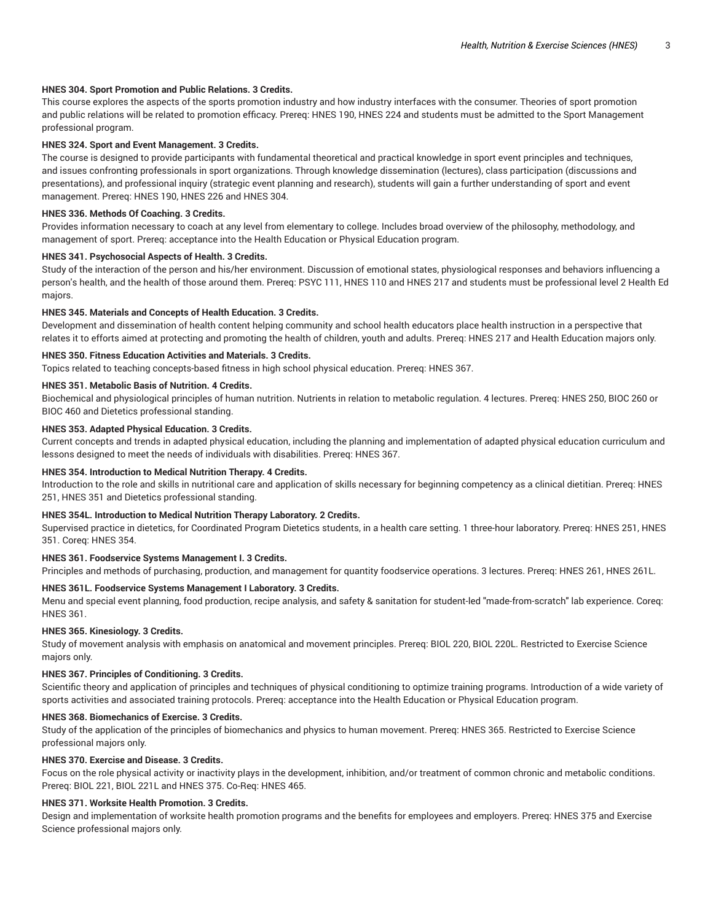**HNES 304. Sport Promotion and Public Relations. 3 Credits.**

This course explores the aspects of the sports promotion industry and how industry interfaces with the consumer. Theories of sport promotion and public relations will be related to promotion efficacy. Prereq: HNES 190, HNES 224 and students must be admitted to the Sport Management professional program.

**HNES 324. Sport and Event Management. 3 Credits.**

The course is designed to provide participants with fundamental theoretical and practical knowledge in sport event principles and techniques, and issues confronting professionals in sport organizations. Through knowledge dissemination (lectures), class participation (discussions and presentations), and professional inquiry (strategic event planning and research), students will gain a further understanding of sport and event management. Prereq: HNES 190, HNES 226 and HNES 304.

**HNES 336. Methods Of Coaching. 3 Credits.**

Provides information necessary to coach at any level from elementary to college. Includes broad overview of the philosophy, methodology, and management of sport. Prereq: acceptance into the Health Education or Physical Education program.

**HNES 341. Psychosocial Aspects of Health. 3 Credits.**

Study of the interaction of the person and his/her environment. Discussion of emotional states, physiological responses and behaviors influencing a person's health, and the health of those around them. Prereq: PSYC 111, HNES 110 and HNES 217 and students must be professional level 2 Health Ed majors.

**HNES 345. Materials and Concepts of Health Education. 3 Credits.**

Development and dissemination of health content helping community and school health educators place health instruction in a perspective that relates it to efforts aimed at protecting and promoting the health of children, youth and adults. Prereq: HNES 217 and Health Education majors only.

**HNES 350. Fitness Education Activities and Materials. 3 Credits.**

Topics related to teaching concepts-based fitness in high school physical education. Prereq: HNES 367.

**HNES 351. Metabolic Basis of Nutrition. 4 Credits.**

Biochemical and physiological principles of human nutrition. Nutrients in relation to metabolic regulation. 4 lectures. Prereq: HNES 250, BIOC 260 or BIOC 460 and Dietetics professional standing.

**HNES 353. Adapted Physical Education. 3 Credits.**

Current concepts and trends in adapted physical education, including the planning and implementation of adapted physical education curriculum and lessons designed to meet the needs of individuals with disabilities. Prereq: HNES 367.

**HNES 354. Introduction to Medical Nutrition Therapy. 4 Credits.**

Introduction to the role and skills in nutritional care and application of skills necessary for beginning competency as a clinical dietitian. Prereq: HNES 251, HNES 351 and Dietetics professional standing.

**HNES 354L. Introduction to Medical Nutrition Therapy Laboratory. 2 Credits.**

Supervised practice in dietetics, for Coordinated Program Dietetics students, in a health care setting. 1 three-hour laboratory. Prereq: HNES 251, HNES 351. Coreq: HNES 354.

**HNES 361. Foodservice Systems Management I. 3 Credits.**

Principles and methods of purchasing, production, and management for quantity foodservice operations. 3 lectures. Prereq: HNES 261, HNES 261L.

**HNES 361L. Foodservice Systems Management I Laboratory. 3 Credits.**

Menu and special event planning, food production, recipe analysis, and safety & sanitation for student-led "made-from-scratch" lab experience. Coreq: HNES 361.

**HNES 365. Kinesiology. 3 Credits.**

Study of movement analysis with emphasis on anatomical and movement principles. Prereq: BIOL 220, BIOL 220L. Restricted to Exercise Science majors only.

**HNES 367. Principles of Conditioning. 3 Credits.**

Scientific theory and application of principles and techniques of physical conditioning to optimize training programs. Introduction of a wide variety of sports activities and associated training protocols. Prereq: acceptance into the Health Education or Physical Education program.

**HNES 368. Biomechanics of Exercise. 3 Credits.**

Study of the application of the principles of biomechanics and physics to human movement. Prereq: HNES 365. Restricted to Exercise Science professional majors only.

**HNES 370. Exercise and Disease. 3 Credits.**

Focus on the role physical activity or inactivity plays in the development, inhibition, and/or treatment of common chronic and metabolic conditions. Prereq: BIOL 221, BIOL 221L and HNES 375. Co-Req: HNES 465.

**HNES 371. Worksite Health Promotion. 3 Credits.**

Design and implementation of worksite health promotion programs and the benefits for employees and employers. Prereq: HNES 375 and Exercise Science professional majors only.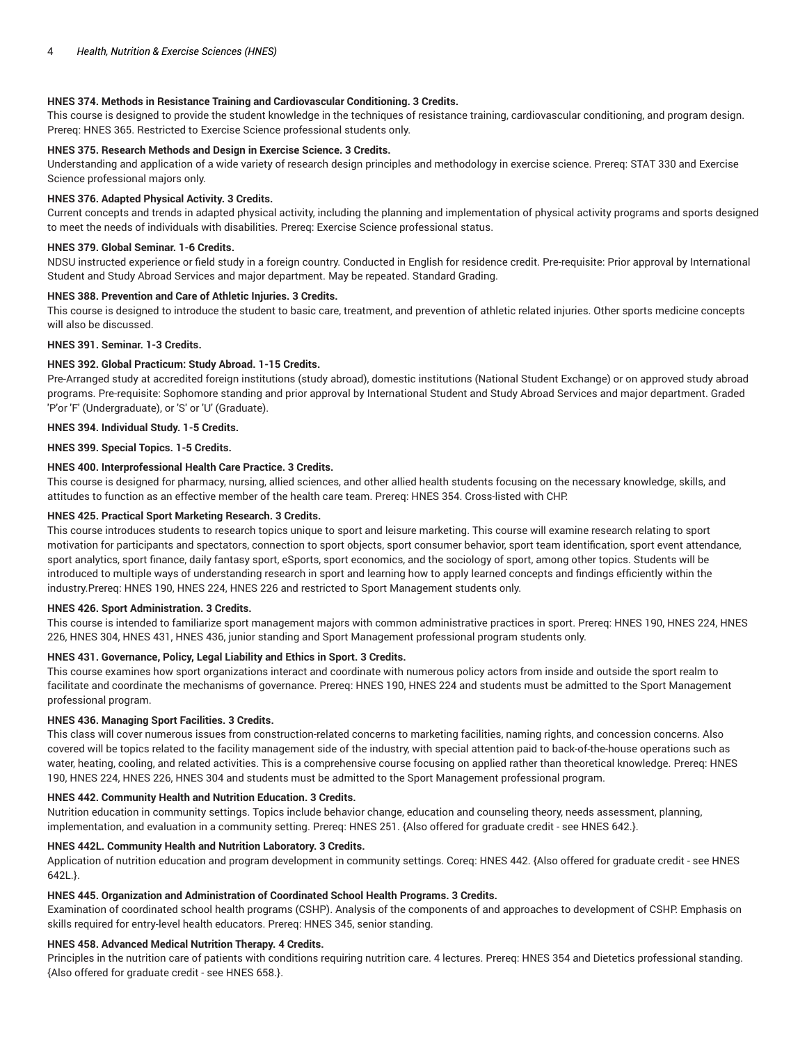**HNES 374. Methods in Resistance Training and Cardiovascular Conditioning. 3 Credits.**

This course is designed to provide the student knowledge in the techniques of resistance training, cardiovascular conditioning, and program design. Prereq: HNES 365. Restricted to Exercise Science professional students only.

**HNES 375. Research Methods and Design in Exercise Science. 3 Credits.**

Understanding and application of a wide variety of research design principles and methodology in exercise science. Prereq: STAT 330 and Exercise Science professional majors only.

**HNES 376. Adapted Physical Activity. 3 Credits.**

Current concepts and trends in adapted physical activity, including the planning and implementation of physical activity programs and sports designed to meet the needs of individuals with disabilities. Prereq: Exercise Science professional status.

**HNES 379. Global Seminar. 1-6 Credits.**

NDSU instructed experience or field study in a foreign country. Conducted in English for residence credit. Pre-requisite: Prior approval by International Student and Study Abroad Services and major department. May be repeated. Standard Grading.

**HNES 388. Prevention and Care of Athletic Injuries. 3 Credits.**

This course is designed to introduce the student to basic care, treatment, and prevention of athletic related injuries. Other sports medicine concepts will also be discussed.

**HNES 391. Seminar. 1-3 Credits.**

**HNES 392. Global Practicum: Study Abroad. 1-15 Credits.**

Pre-Arranged study at accredited foreign institutions (study abroad), domestic institutions (National Student Exchange) or on approved study abroad programs. Pre-requisite: Sophomore standing and prior approval by International Student and Study Abroad Services and major department. Graded 'P'or 'F' (Undergraduate), or 'S' or 'U' (Graduate).

**HNES 394. Individual Study. 1-5 Credits.**

**HNES 399. Special Topics. 1-5 Credits.**

**HNES 400. Interprofessional Health Care Practice. 3 Credits.**

This course is designed for pharmacy, nursing, allied sciences, and other allied health students focusing on the necessary knowledge, skills, and attitudes to function as an effective member of the health care team. Prereq: HNES 354. Cross-listed with CHP.

**HNES 425. Practical Sport Marketing Research. 3 Credits.**

This course introduces students to research topics unique to sport and leisure marketing. This course will examine research relating to sport motivation for participants and spectators, connection to sport objects, sport consumer behavior, sport team identification, sport event attendance, sport analytics, sport finance, daily fantasy sport, eSports, sport economics, and the sociology of sport, among other topics. Students will be introduced to multiple ways of understanding research in sport and learning how to apply learned concepts and findings efficiently within the industry.Prereq: HNES 190, HNES 224, HNES 226 and restricted to Sport Management students only.

**HNES 426. Sport Administration. 3 Credits.**

This course is intended to familiarize sport management majors with common administrative practices in sport. Prereq: HNES 190, HNES 224, HNES 226, HNES 304, HNES 431, HNES 436, junior standing and Sport Management professional program students only.

**HNES 431. Governance, Policy, Legal Liability and Ethics in Sport. 3 Credits.**

This course examines how sport organizations interact and coordinate with numerous policy actors from inside and outside the sport realm to facilitate and coordinate the mechanisms of governance. Prereq: HNES 190, HNES 224 and students must be admitted to the Sport Management professional program.

**HNES 436. Managing Sport Facilities. 3 Credits.**

This class will cover numerous issues from construction-related concerns to marketing facilities, naming rights, and concession concerns. Also covered will be topics related to the facility management side of the industry, with special attention paid to back-of-the-house operations such as water, heating, cooling, and related activities. This is a comprehensive course focusing on applied rather than theoretical knowledge. Prereq: HNES 190, HNES 224, HNES 226, HNES 304 and students must be admitted to the Sport Management professional program.

**HNES 442. Community Health and Nutrition Education. 3 Credits.**

Nutrition education in community settings. Topics include behavior change, education and counseling theory, needs assessment, planning, implementation, and evaluation in a community setting. Prereq: HNES 251. {Also offered for graduate credit - see HNES 642.}.

**HNES 442L. Community Health and Nutrition Laboratory. 3 Credits.**

Application of nutrition education and program development in community settings. Coreq: HNES 442. {Also offered for graduate credit - see HNES 642L.}.

**HNES 445. Organization and Administration of Coordinated School Health Programs. 3 Credits.**

Examination of coordinated school health programs (CSHP). Analysis of the components of and approaches to development of CSHP. Emphasis on skills required for entry-level health educators. Prereq: HNES 345, senior standing.

**HNES 458. Advanced Medical Nutrition Therapy. 4 Credits.**

Principles in the nutrition care of patients with conditions requiring nutrition care. 4 lectures. Prereq: HNES 354 and Dietetics professional standing. {Also offered for graduate credit - see HNES 658.}.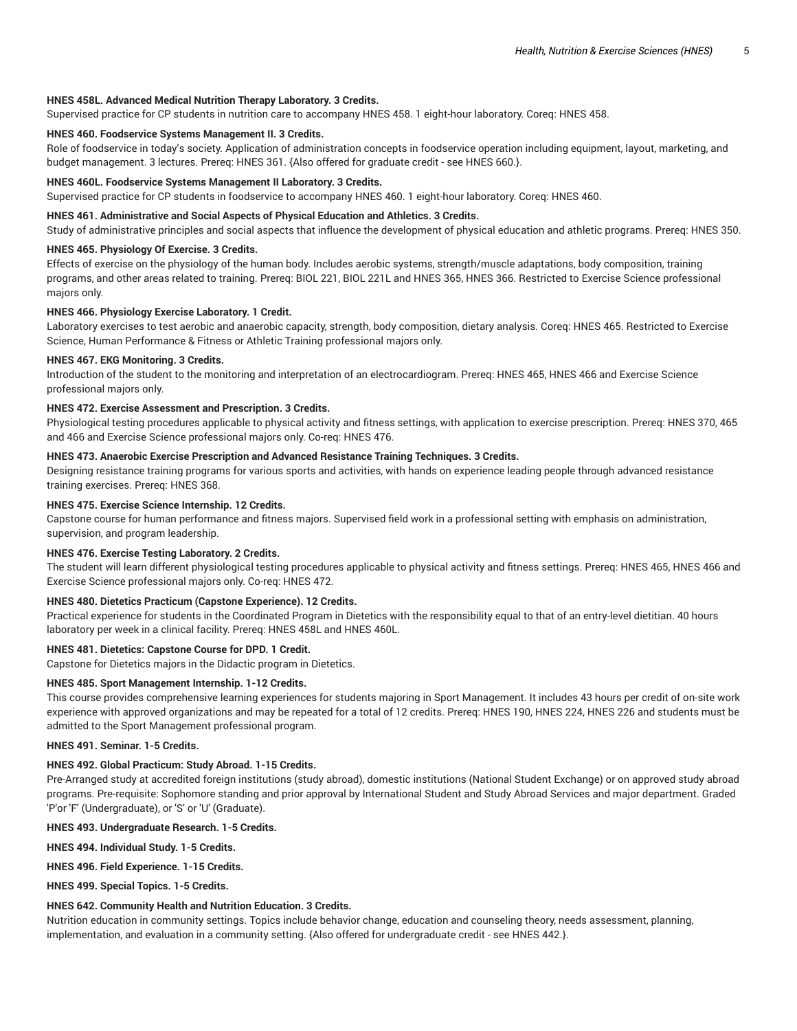**HNES 458L. Advanced Medical Nutrition Therapy Laboratory. 3 Credits.**
Supervised practice for CP students in nutrition care to accompany HNES 458. 1 eight-hour laboratory. Coreq: HNES 458.

**HNES 460. Foodservice Systems Management II. 3 Credits.**
Role of foodservice in today's society. Application of administration concepts in foodservice operation including equipment, layout, marketing, and budget management. 3 lectures. Prereq: HNES 361. {Also offered for graduate credit - see HNES 660.}.

**HNES 460L. Foodservice Systems Management II Laboratory. 3 Credits.**
Supervised practice for CP students in foodservice to accompany HNES 460. 1 eight-hour laboratory. Coreq: HNES 460.

**HNES 461. Administrative and Social Aspects of Physical Education and Athletics. 3 Credits.**
Study of administrative principles and social aspects that influence the development of physical education and athletic programs. Prereq: HNES 350.

**HNES 465. Physiology Of Exercise. 3 Credits.**
Effects of exercise on the physiology of the human body. Includes aerobic systems, strength/muscle adaptations, body composition, training programs, and other areas related to training. Prereq: BIOL 221, BIOL 221L and HNES 365, HNES 366. Restricted to Exercise Science professional majors only.

**HNES 466. Physiology Exercise Laboratory. 1 Credit.**
Laboratory exercises to test aerobic and anaerobic capacity, strength, body composition, dietary analysis. Coreq: HNES 465. Restricted to Exercise Science, Human Performance & Fitness or Athletic Training professional majors only.

**HNES 467. EKG Monitoring. 3 Credits.**
Introduction of the student to the monitoring and interpretation of an electrocardiogram. Prereq: HNES 465, HNES 466 and Exercise Science professional majors only.

**HNES 472. Exercise Assessment and Prescription. 3 Credits.**
Physiological testing procedures applicable to physical activity and fitness settings, with application to exercise prescription. Prereq: HNES 370, 465 and 466 and Exercise Science professional majors only. Co-req: HNES 476.

**HNES 473. Anaerobic Exercise Prescription and Advanced Resistance Training Techniques. 3 Credits.**
Designing resistance training programs for various sports and activities, with hands on experience leading people through advanced resistance training exercises. Prereq: HNES 368.

**HNES 475. Exercise Science Internship. 12 Credits.**
Capstone course for human performance and fitness majors. Supervised field work in a professional setting with emphasis on administration, supervision, and program leadership.

**HNES 476. Exercise Testing Laboratory. 2 Credits.**
The student will learn different physiological testing procedures applicable to physical activity and fitness settings. Prereq: HNES 465, HNES 466 and Exercise Science professional majors only. Co-req: HNES 472.

**HNES 480. Dietetics Practicum (Capstone Experience). 12 Credits.**
Practical experience for students in the Coordinated Program in Dietetics with the responsibility equal to that of an entry-level dietitian. 40 hours laboratory per week in a clinical facility. Prereq: HNES 458L and HNES 460L.

**HNES 481. Dietetics: Capstone Course for DPD. 1 Credit.**
Capstone for Dietetics majors in the Didactic program in Dietetics.

**HNES 485. Sport Management Internship. 1-12 Credits.**
This course provides comprehensive learning experiences for students majoring in Sport Management. It includes 43 hours per credit of on-site work experience with approved organizations and may be repeated for a total of 12 credits. Prereq: HNES 190, HNES 224, HNES 226 and students must be admitted to the Sport Management professional program.

**HNES 491. Seminar. 1-5 Credits.**

**HNES 492. Global Practicum: Study Abroad. 1-15 Credits.**
Pre-Arranged study at accredited foreign institutions (study abroad), domestic institutions (National Student Exchange) or on approved study abroad programs. Pre-requisite: Sophomore standing and prior approval by International Student and Study Abroad Services and major department. Graded 'P'or 'F' (Undergraduate), or 'S' or 'U' (Graduate).

**HNES 493. Undergraduate Research. 1-5 Credits.**

**HNES 494. Individual Study. 1-5 Credits.**

**HNES 496. Field Experience. 1-15 Credits.**

**HNES 499. Special Topics. 1-5 Credits.**

**HNES 642. Community Health and Nutrition Education. 3 Credits.**
Nutrition education in community settings. Topics include behavior change, education and counseling theory, needs assessment, planning, implementation, and evaluation in a community setting. {Also offered for undergraduate credit - see HNES 442.}.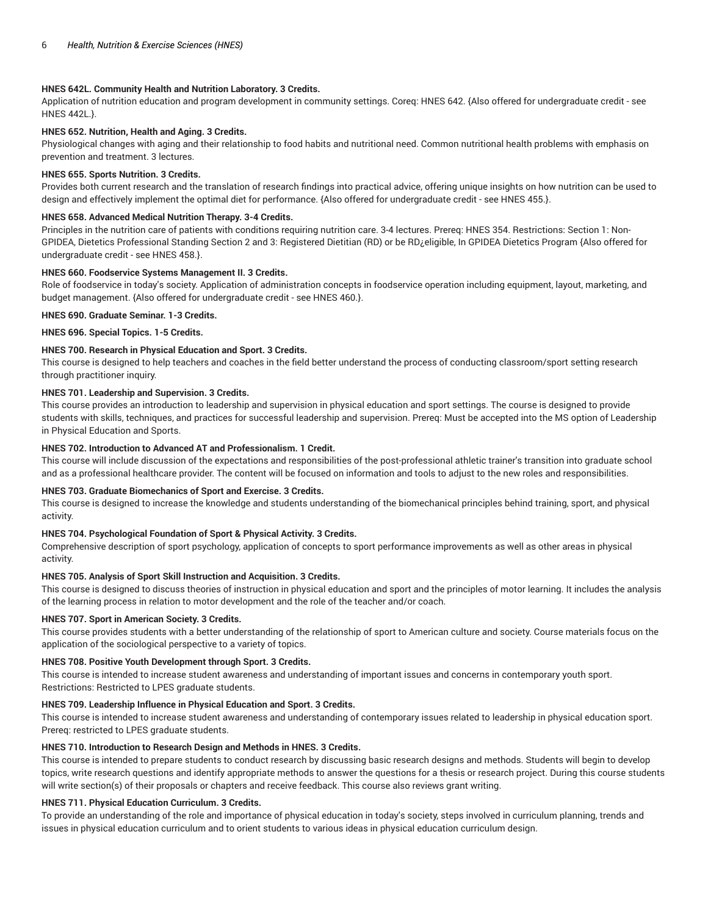**HNES 642L. Community Health and Nutrition Laboratory. 3 Credits.**

Application of nutrition education and program development in community settings. Coreq: HNES 642. {Also offered for undergraduate credit - see HNES 442L.}.

**HNES 652. Nutrition, Health and Aging. 3 Credits.**

Physiological changes with aging and their relationship to food habits and nutritional need. Common nutritional health problems with emphasis on prevention and treatment. 3 lectures.

**HNES 655. Sports Nutrition. 3 Credits.**

Provides both current research and the translation of research findings into practical advice, offering unique insights on how nutrition can be used to design and effectively implement the optimal diet for performance. {Also offered for undergraduate credit - see HNES 455.}.

**HNES 658. Advanced Medical Nutrition Therapy. 3-4 Credits.**

Principles in the nutrition care of patients with conditions requiring nutrition care. 3-4 lectures. Prereq: HNES 354. Restrictions: Section 1: Non-GPIDEA, Dietetics Professional Standing Section 2 and 3: Registered Dietitian (RD) or be RD¿eligible, In GPIDEA Dietetics Program {Also offered for undergraduate credit - see HNES 458.}.

**HNES 660. Foodservice Systems Management II. 3 Credits.**

Role of foodservice in today's society. Application of administration concepts in foodservice operation including equipment, layout, marketing, and budget management. {Also offered for undergraduate credit - see HNES 460.}.

**HNES 690. Graduate Seminar. 1-3 Credits.**

**HNES 696. Special Topics. 1-5 Credits.**

**HNES 700. Research in Physical Education and Sport. 3 Credits.**

This course is designed to help teachers and coaches in the field better understand the process of conducting classroom/sport setting research through practitioner inquiry.

**HNES 701. Leadership and Supervision. 3 Credits.**

This course provides an introduction to leadership and supervision in physical education and sport settings. The course is designed to provide students with skills, techniques, and practices for successful leadership and supervision. Prereq: Must be accepted into the MS option of Leadership in Physical Education and Sports.

**HNES 702. Introduction to Advanced AT and Professionalism. 1 Credit.**

This course will include discussion of the expectations and responsibilities of the post-professional athletic trainer's transition into graduate school and as a professional healthcare provider. The content will be focused on information and tools to adjust to the new roles and responsibilities.

**HNES 703. Graduate Biomechanics of Sport and Exercise. 3 Credits.**

This course is designed to increase the knowledge and students understanding of the biomechanical principles behind training, sport, and physical activity.

**HNES 704. Psychological Foundation of Sport & Physical Activity. 3 Credits.**

Comprehensive description of sport psychology, application of concepts to sport performance improvements as well as other areas in physical activity.

**HNES 705. Analysis of Sport Skill Instruction and Acquisition. 3 Credits.**

This course is designed to discuss theories of instruction in physical education and sport and the principles of motor learning. It includes the analysis of the learning process in relation to motor development and the role of the teacher and/or coach.

**HNES 707. Sport in American Society. 3 Credits.**

This course provides students with a better understanding of the relationship of sport to American culture and society. Course materials focus on the application of the sociological perspective to a variety of topics.

**HNES 708. Positive Youth Development through Sport. 3 Credits.**

This course is intended to increase student awareness and understanding of important issues and concerns in contemporary youth sport. Restrictions: Restricted to LPES graduate students.

**HNES 709. Leadership Influence in Physical Education and Sport. 3 Credits.**

This course is intended to increase student awareness and understanding of contemporary issues related to leadership in physical education sport. Prereq: restricted to LPES graduate students.

**HNES 710. Introduction to Research Design and Methods in HNES. 3 Credits.**

This course is intended to prepare students to conduct research by discussing basic research designs and methods. Students will begin to develop topics, write research questions and identify appropriate methods to answer the questions for a thesis or research project. During this course students will write section(s) of their proposals or chapters and receive feedback. This course also reviews grant writing.

**HNES 711. Physical Education Curriculum. 3 Credits.**

To provide an understanding of the role and importance of physical education in today's society, steps involved in curriculum planning, trends and issues in physical education curriculum and to orient students to various ideas in physical education curriculum design.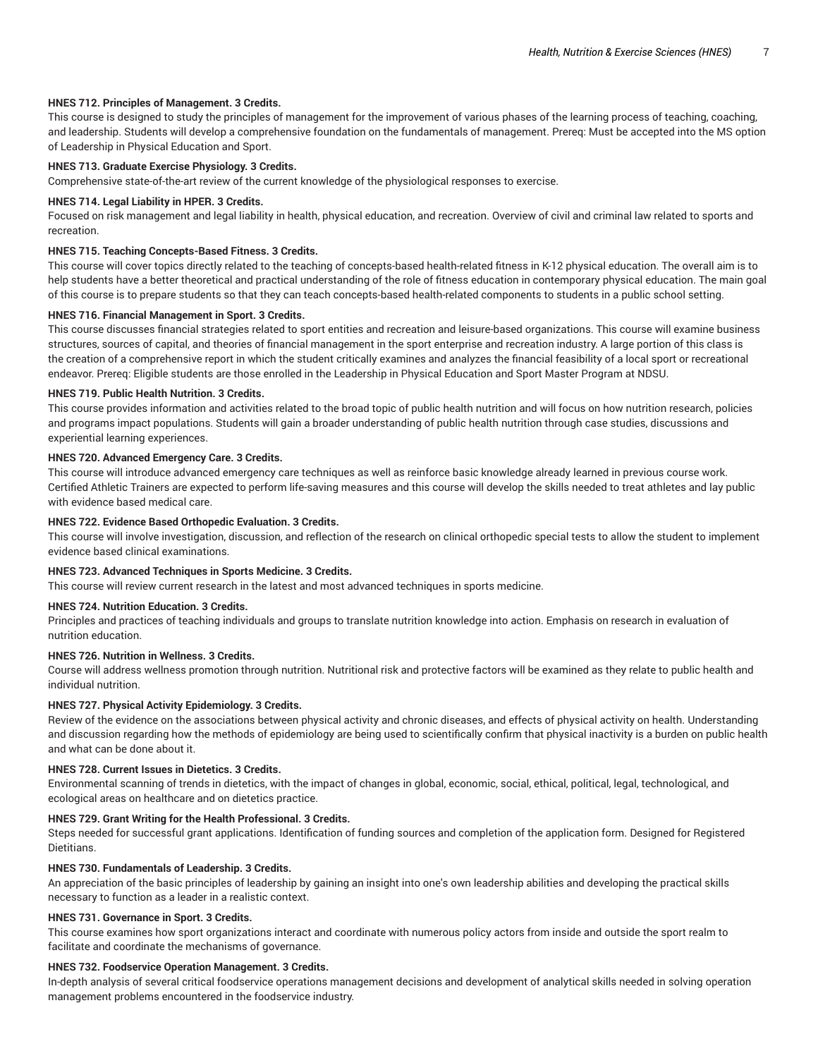**HNES 712. Principles of Management. 3 Credits.**

This course is designed to study the principles of management for the improvement of various phases of the learning process of teaching, coaching, and leadership. Students will develop a comprehensive foundation on the fundamentals of management. Prereq: Must be accepted into the MS option of Leadership in Physical Education and Sport.

**HNES 713. Graduate Exercise Physiology. 3 Credits.**

Comprehensive state-of-the-art review of the current knowledge of the physiological responses to exercise.

**HNES 714. Legal Liability in HPER. 3 Credits.**

Focused on risk management and legal liability in health, physical education, and recreation. Overview of civil and criminal law related to sports and recreation.

**HNES 715. Teaching Concepts-Based Fitness. 3 Credits.**

This course will cover topics directly related to the teaching of concepts-based health-related fitness in K-12 physical education. The overall aim is to help students have a better theoretical and practical understanding of the role of fitness education in contemporary physical education. The main goal of this course is to prepare students so that they can teach concepts-based health-related components to students in a public school setting.

**HNES 716. Financial Management in Sport. 3 Credits.**

This course discusses financial strategies related to sport entities and recreation and leisure-based organizations. This course will examine business structures, sources of capital, and theories of financial management in the sport enterprise and recreation industry. A large portion of this class is the creation of a comprehensive report in which the student critically examines and analyzes the financial feasibility of a local sport or recreational endeavor. Prereq: Eligible students are those enrolled in the Leadership in Physical Education and Sport Master Program at NDSU.

**HNES 719. Public Health Nutrition. 3 Credits.**

This course provides information and activities related to the broad topic of public health nutrition and will focus on how nutrition research, policies and programs impact populations. Students will gain a broader understanding of public health nutrition through case studies, discussions and experiential learning experiences.

**HNES 720. Advanced Emergency Care. 3 Credits.**

This course will introduce advanced emergency care techniques as well as reinforce basic knowledge already learned in previous course work. Certified Athletic Trainers are expected to perform life-saving measures and this course will develop the skills needed to treat athletes and lay public with evidence based medical care.

**HNES 722. Evidence Based Orthopedic Evaluation. 3 Credits.**

This course will involve investigation, discussion, and reflection of the research on clinical orthopedic special tests to allow the student to implement evidence based clinical examinations.

**HNES 723. Advanced Techniques in Sports Medicine. 3 Credits.**

This course will review current research in the latest and most advanced techniques in sports medicine.

**HNES 724. Nutrition Education. 3 Credits.**

Principles and practices of teaching individuals and groups to translate nutrition knowledge into action. Emphasis on research in evaluation of nutrition education.

**HNES 726. Nutrition in Wellness. 3 Credits.**

Course will address wellness promotion through nutrition. Nutritional risk and protective factors will be examined as they relate to public health and individual nutrition.

**HNES 727. Physical Activity Epidemiology. 3 Credits.**

Review of the evidence on the associations between physical activity and chronic diseases, and effects of physical activity on health. Understanding and discussion regarding how the methods of epidemiology are being used to scientifically confirm that physical inactivity is a burden on public health and what can be done about it.

**HNES 728. Current Issues in Dietetics. 3 Credits.**

Environmental scanning of trends in dietetics, with the impact of changes in global, economic, social, ethical, political, legal, technological, and ecological areas on healthcare and on dietetics practice.

**HNES 729. Grant Writing for the Health Professional. 3 Credits.**

Steps needed for successful grant applications. Identification of funding sources and completion of the application form. Designed for Registered Dietitians.

**HNES 730. Fundamentals of Leadership. 3 Credits.**

An appreciation of the basic principles of leadership by gaining an insight into one's own leadership abilities and developing the practical skills necessary to function as a leader in a realistic context.

**HNES 731. Governance in Sport. 3 Credits.**

This course examines how sport organizations interact and coordinate with numerous policy actors from inside and outside the sport realm to facilitate and coordinate the mechanisms of governance.

**HNES 732. Foodservice Operation Management. 3 Credits.**

In-depth analysis of several critical foodservice operations management decisions and development of analytical skills needed in solving operation management problems encountered in the foodservice industry.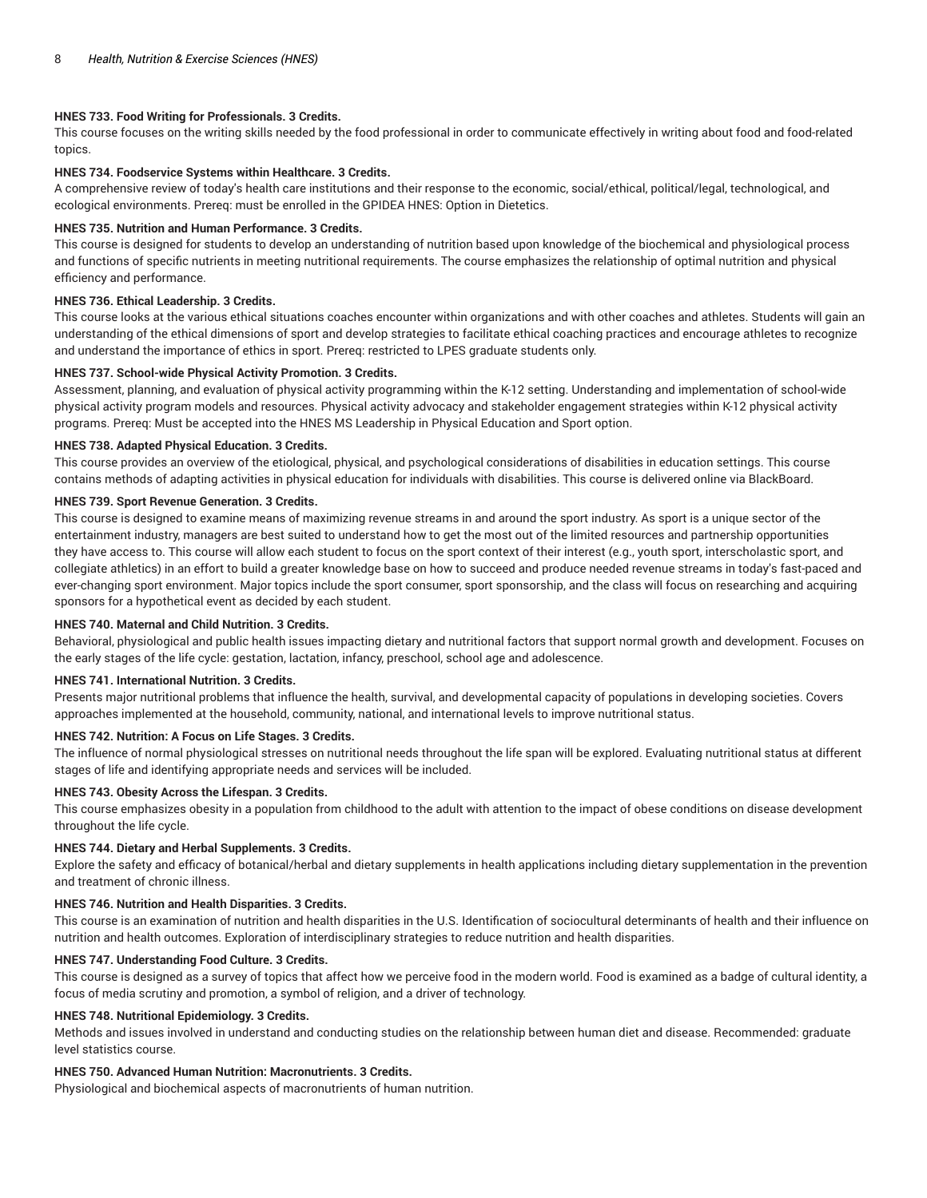**HNES 733. Food Writing for Professionals. 3 Credits.**

This course focuses on the writing skills needed by the food professional in order to communicate effectively in writing about food and food-related topics.

**HNES 734. Foodservice Systems within Healthcare. 3 Credits.**

A comprehensive review of today's health care institutions and their response to the economic, social/ethical, political/legal, technological, and ecological environments. Prereq: must be enrolled in the GPIDEA HNES: Option in Dietetics.

**HNES 735. Nutrition and Human Performance. 3 Credits.**

This course is designed for students to develop an understanding of nutrition based upon knowledge of the biochemical and physiological process and functions of specific nutrients in meeting nutritional requirements. The course emphasizes the relationship of optimal nutrition and physical efficiency and performance.

**HNES 736. Ethical Leadership. 3 Credits.**

This course looks at the various ethical situations coaches encounter within organizations and with other coaches and athletes. Students will gain an understanding of the ethical dimensions of sport and develop strategies to facilitate ethical coaching practices and encourage athletes to recognize and understand the importance of ethics in sport. Prereq: restricted to LPES graduate students only.

**HNES 737. School-wide Physical Activity Promotion. 3 Credits.**

Assessment, planning, and evaluation of physical activity programming within the K-12 setting. Understanding and implementation of school-wide physical activity program models and resources. Physical activity advocacy and stakeholder engagement strategies within K-12 physical activity programs. Prereq: Must be accepted into the HNES MS Leadership in Physical Education and Sport option.

**HNES 738. Adapted Physical Education. 3 Credits.**

This course provides an overview of the etiological, physical, and psychological considerations of disabilities in education settings. This course contains methods of adapting activities in physical education for individuals with disabilities. This course is delivered online via BlackBoard.

**HNES 739. Sport Revenue Generation. 3 Credits.**

This course is designed to examine means of maximizing revenue streams in and around the sport industry. As sport is a unique sector of the entertainment industry, managers are best suited to understand how to get the most out of the limited resources and partnership opportunities they have access to. This course will allow each student to focus on the sport context of their interest (e.g., youth sport, interscholastic sport, and collegiate athletics) in an effort to build a greater knowledge base on how to succeed and produce needed revenue streams in today's fast-paced and ever-changing sport environment. Major topics include the sport consumer, sport sponsorship, and the class will focus on researching and acquiring sponsors for a hypothetical event as decided by each student.

**HNES 740. Maternal and Child Nutrition. 3 Credits.**

Behavioral, physiological and public health issues impacting dietary and nutritional factors that support normal growth and development. Focuses on the early stages of the life cycle: gestation, lactation, infancy, preschool, school age and adolescence.

**HNES 741. International Nutrition. 3 Credits.**

Presents major nutritional problems that influence the health, survival, and developmental capacity of populations in developing societies. Covers approaches implemented at the household, community, national, and international levels to improve nutritional status.

**HNES 742. Nutrition: A Focus on Life Stages. 3 Credits.**

The influence of normal physiological stresses on nutritional needs throughout the life span will be explored. Evaluating nutritional status at different stages of life and identifying appropriate needs and services will be included.

**HNES 743. Obesity Across the Lifespan. 3 Credits.**

This course emphasizes obesity in a population from childhood to the adult with attention to the impact of obese conditions on disease development throughout the life cycle.

**HNES 744. Dietary and Herbal Supplements. 3 Credits.**

Explore the safety and efficacy of botanical/herbal and dietary supplements in health applications including dietary supplementation in the prevention and treatment of chronic illness.

**HNES 746. Nutrition and Health Disparities. 3 Credits.**

This course is an examination of nutrition and health disparities in the U.S. Identification of sociocultural determinants of health and their influence on nutrition and health outcomes. Exploration of interdisciplinary strategies to reduce nutrition and health disparities.

**HNES 747. Understanding Food Culture. 3 Credits.**

This course is designed as a survey of topics that affect how we perceive food in the modern world. Food is examined as a badge of cultural identity, a focus of media scrutiny and promotion, a symbol of religion, and a driver of technology.

**HNES 748. Nutritional Epidemiology. 3 Credits.**

Methods and issues involved in understand and conducting studies on the relationship between human diet and disease. Recommended: graduate level statistics course.

**HNES 750. Advanced Human Nutrition: Macronutrients. 3 Credits.**

Physiological and biochemical aspects of macronutrients of human nutrition.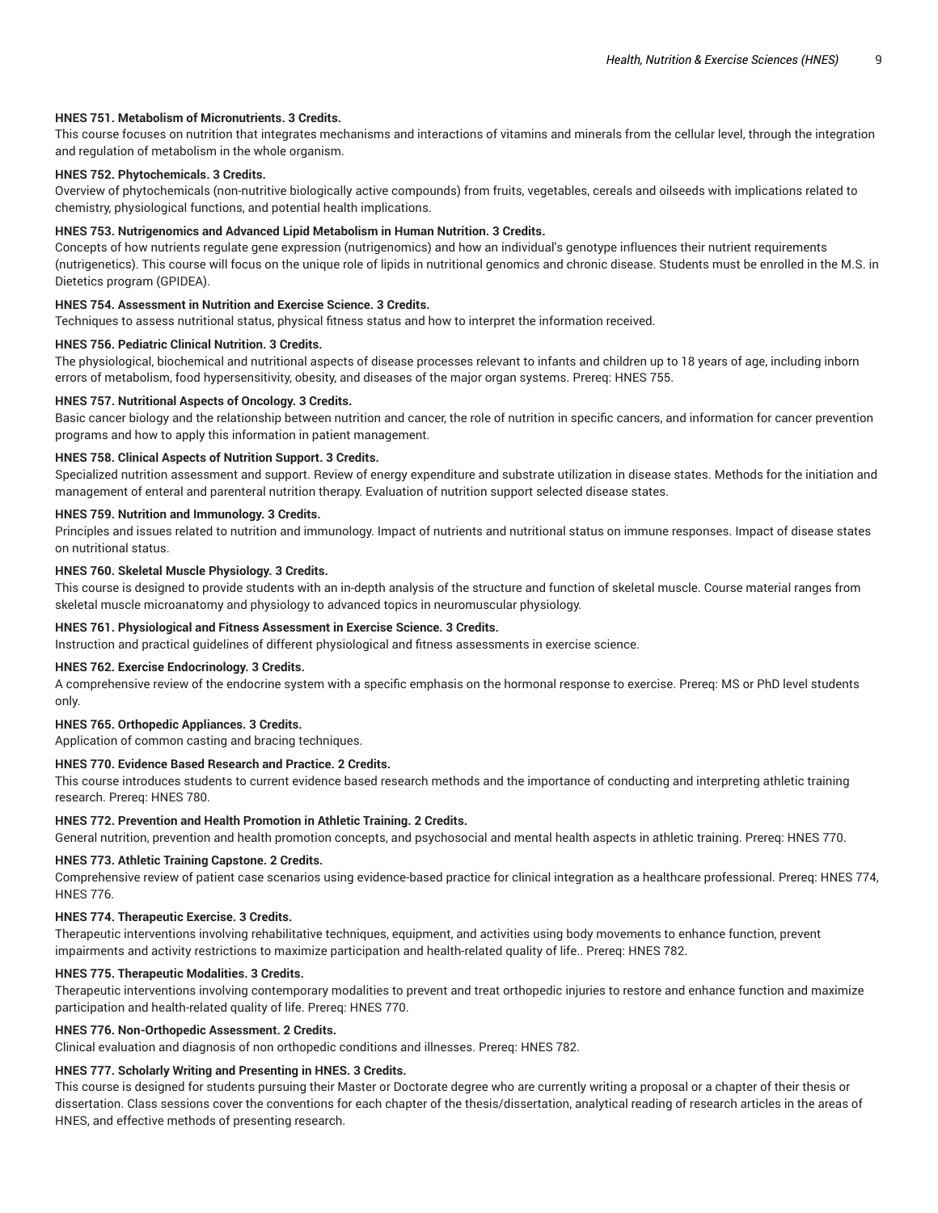**HNES 751. Metabolism of Micronutrients. 3 Credits.**

This course focuses on nutrition that integrates mechanisms and interactions of vitamins and minerals from the cellular level, through the integration and regulation of metabolism in the whole organism.

**HNES 752. Phytochemicals. 3 Credits.**

Overview of phytochemicals (non-nutritive biologically active compounds) from fruits, vegetables, cereals and oilseeds with implications related to chemistry, physiological functions, and potential health implications.

**HNES 753. Nutrigenomics and Advanced Lipid Metabolism in Human Nutrition. 3 Credits.**

Concepts of how nutrients regulate gene expression (nutrigenomics) and how an individual's genotype influences their nutrient requirements (nutrigenetics). This course will focus on the unique role of lipids in nutritional genomics and chronic disease. Students must be enrolled in the M.S. in Dietetics program (GPIDEA).

**HNES 754. Assessment in Nutrition and Exercise Science. 3 Credits.**

Techniques to assess nutritional status, physical fitness status and how to interpret the information received.

**HNES 756. Pediatric Clinical Nutrition. 3 Credits.**

The physiological, biochemical and nutritional aspects of disease processes relevant to infants and children up to 18 years of age, including inborn errors of metabolism, food hypersensitivity, obesity, and diseases of the major organ systems. Prereq: HNES 755.

**HNES 757. Nutritional Aspects of Oncology. 3 Credits.**

Basic cancer biology and the relationship between nutrition and cancer, the role of nutrition in specific cancers, and information for cancer prevention programs and how to apply this information in patient management.

**HNES 758. Clinical Aspects of Nutrition Support. 3 Credits.**

Specialized nutrition assessment and support. Review of energy expenditure and substrate utilization in disease states. Methods for the initiation and management of enteral and parenteral nutrition therapy. Evaluation of nutrition support selected disease states.

**HNES 759. Nutrition and Immunology. 3 Credits.**

Principles and issues related to nutrition and immunology. Impact of nutrients and nutritional status on immune responses. Impact of disease states on nutritional status.

**HNES 760. Skeletal Muscle Physiology. 3 Credits.**

This course is designed to provide students with an in-depth analysis of the structure and function of skeletal muscle. Course material ranges from skeletal muscle microanatomy and physiology to advanced topics in neuromuscular physiology.

**HNES 761. Physiological and Fitness Assessment in Exercise Science. 3 Credits.**

Instruction and practical guidelines of different physiological and fitness assessments in exercise science.

**HNES 762. Exercise Endocrinology. 3 Credits.**

A comprehensive review of the endocrine system with a specific emphasis on the hormonal response to exercise. Prereq: MS or PhD level students only.

**HNES 765. Orthopedic Appliances. 3 Credits.**

Application of common casting and bracing techniques.

**HNES 770. Evidence Based Research and Practice. 2 Credits.**

This course introduces students to current evidence based research methods and the importance of conducting and interpreting athletic training research. Prereq: HNES 780.

**HNES 772. Prevention and Health Promotion in Athletic Training. 2 Credits.**

General nutrition, prevention and health promotion concepts, and psychosocial and mental health aspects in athletic training. Prereq: HNES 770.

**HNES 773. Athletic Training Capstone. 2 Credits.**

Comprehensive review of patient case scenarios using evidence-based practice for clinical integration as a healthcare professional. Prereq: HNES 774, HNES 776.

**HNES 774. Therapeutic Exercise. 3 Credits.**

Therapeutic interventions involving rehabilitative techniques, equipment, and activities using body movements to enhance function, prevent impairments and activity restrictions to maximize participation and health-related quality of life.. Prereq: HNES 782.

**HNES 775. Therapeutic Modalities. 3 Credits.**

Therapeutic interventions involving contemporary modalities to prevent and treat orthopedic injuries to restore and enhance function and maximize participation and health-related quality of life. Prereq: HNES 770.

**HNES 776. Non-Orthopedic Assessment. 2 Credits.**

Clinical evaluation and diagnosis of non orthopedic conditions and illnesses. Prereq: HNES 782.

**HNES 777. Scholarly Writing and Presenting in HNES. 3 Credits.**

This course is designed for students pursuing their Master or Doctorate degree who are currently writing a proposal or a chapter of their thesis or dissertation. Class sessions cover the conventions for each chapter of the thesis/dissertation, analytical reading of research articles in the areas of HNES, and effective methods of presenting research.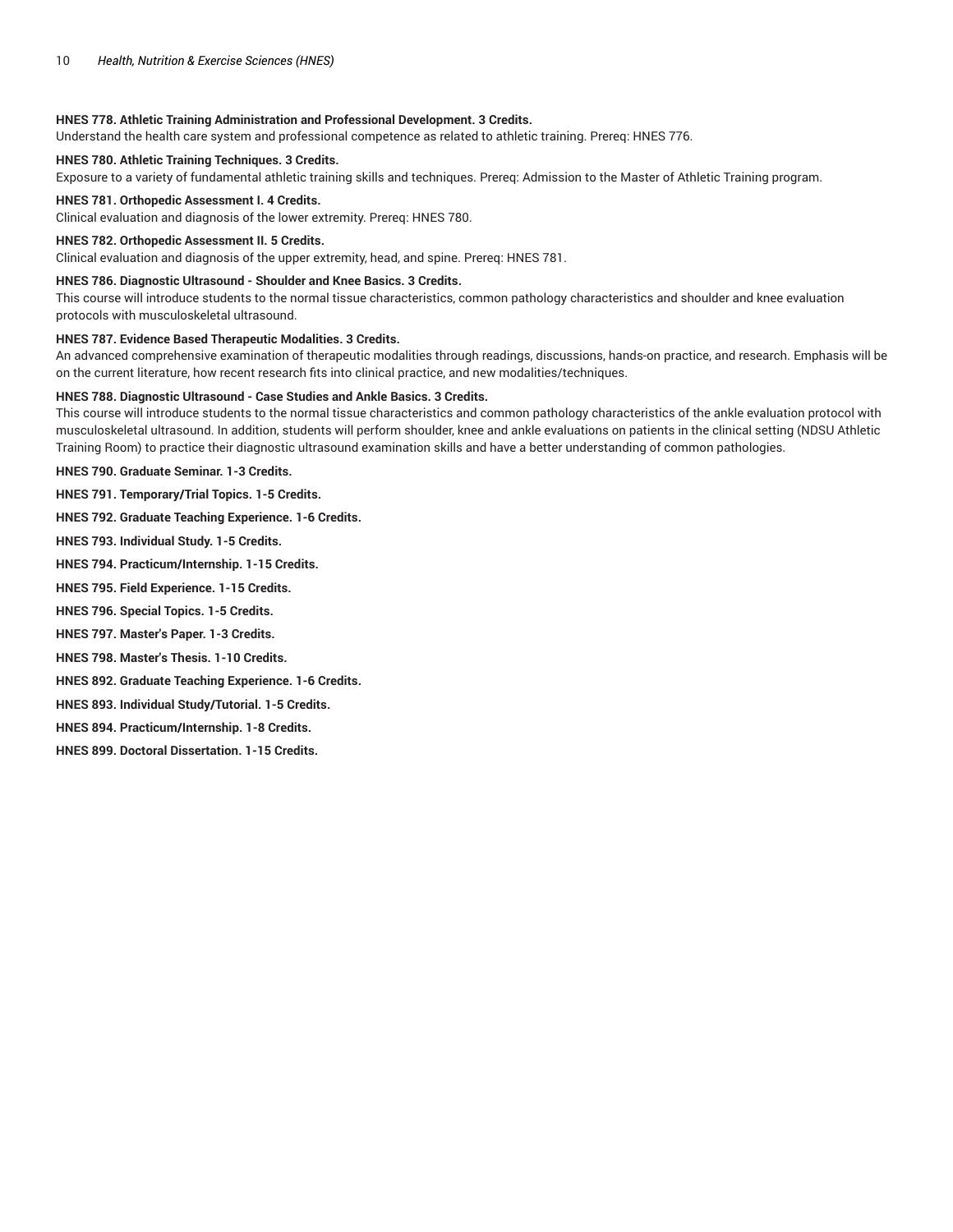**HNES 778. Athletic Training Administration and Professional Development. 3 Credits.**
Understand the health care system and professional competence as related to athletic training. Prereq: HNES 776.

**HNES 780. Athletic Training Techniques. 3 Credits.**
Exposure to a variety of fundamental athletic training skills and techniques. Prereq: Admission to the Master of Athletic Training program.

**HNES 781. Orthopedic Assessment I. 4 Credits.**
Clinical evaluation and diagnosis of the lower extremity. Prereq: HNES 780.

**HNES 782. Orthopedic Assessment II. 5 Credits.**
Clinical evaluation and diagnosis of the upper extremity, head, and spine. Prereq: HNES 781.

**HNES 786. Diagnostic Ultrasound - Shoulder and Knee Basics. 3 Credits.**
This course will introduce students to the normal tissue characteristics, common pathology characteristics and shoulder and knee evaluation protocols with musculoskeletal ultrasound.

**HNES 787. Evidence Based Therapeutic Modalities. 3 Credits.**
An advanced comprehensive examination of therapeutic modalities through readings, discussions, hands-on practice, and research. Emphasis will be on the current literature, how recent research fits into clinical practice, and new modalities/techniques.

**HNES 788. Diagnostic Ultrasound - Case Studies and Ankle Basics. 3 Credits.**
This course will introduce students to the normal tissue characteristics and common pathology characteristics of the ankle evaluation protocol with musculoskeletal ultrasound. In addition, students will perform shoulder, knee and ankle evaluations on patients in the clinical setting (NDSU Athletic Training Room) to practice their diagnostic ultrasound examination skills and have a better understanding of common pathologies.

**HNES 790. Graduate Seminar. 1-3 Credits.**

**HNES 791. Temporary/Trial Topics. 1-5 Credits.**

**HNES 792. Graduate Teaching Experience. 1-6 Credits.**

**HNES 793. Individual Study. 1-5 Credits.**

**HNES 794. Practicum/Internship. 1-15 Credits.**

**HNES 795. Field Experience. 1-15 Credits.**

**HNES 796. Special Topics. 1-5 Credits.**

**HNES 797. Master's Paper. 1-3 Credits.**

**HNES 798. Master's Thesis. 1-10 Credits.**

**HNES 892. Graduate Teaching Experience. 1-6 Credits.**

**HNES 893. Individual Study/Tutorial. 1-5 Credits.**

**HNES 894. Practicum/Internship. 1-8 Credits.**

**HNES 899. Doctoral Dissertation. 1-15 Credits.**